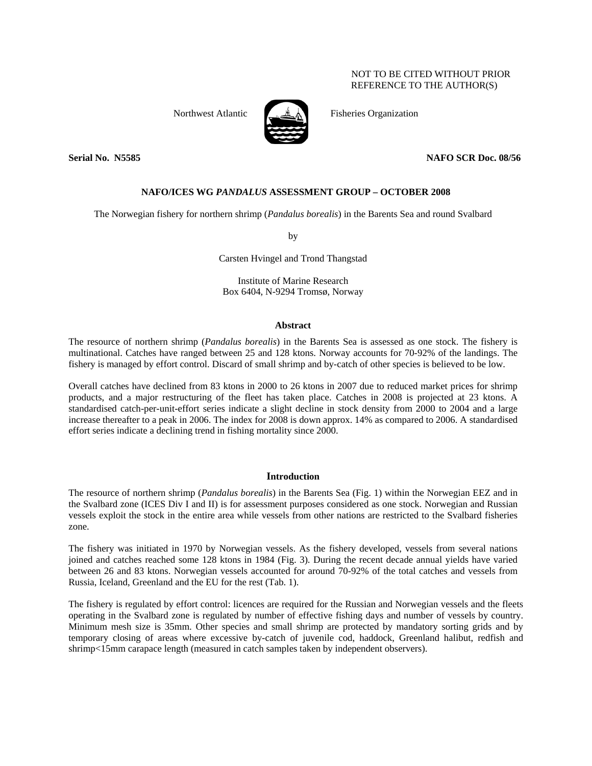NOT TO BE CITED WITHOUT PRIOR REFERENCE TO THE AUTHOR(S)

Northwest Atlantic Fisheries Organization

**Serial No. N5585** **NAFO SCR Doc. 08/56**

**NAFO/ICES WG *PANDALUS* ASSESSMENT GROUP – OCTOBER 2008**

The Norwegian fishery for northern shrimp (*Pandalus borealis*) in the Barents Sea and round Svalbard

by

Carsten Hvingel and Trond Thangstad

Institute of Marine Research
Box 6404, N-9294 Tromsø, Norway

## Abstract

The resource of northern shrimp (*Pandalus borealis*) in the Barents Sea is assessed as one stock. The fishery is multinational. Catches have ranged between 25 and 128 ktons. Norway accounts for 70-92% of the landings. The fishery is managed by effort control. Discard of small shrimp and by-catch of other species is believed to be low.

Overall catches have declined from 83 ktons in 2000 to 26 ktons in 2007 due to reduced market prices for shrimp products, and a major restructuring of the fleet has taken place. Catches in 2008 is projected at 23 ktons. A standardised catch-per-unit-effort series indicate a slight decline in stock density from 2000 to 2004 and a large increase thereafter to a peak in 2006. The index for 2008 is down approx. 14% as compared to 2006. A standardised effort series indicate a declining trend in fishing mortality since 2000.

## Introduction

The resource of northern shrimp (*Pandalus borealis*) in the Barents Sea (Fig. 1) within the Norwegian EEZ and in the Svalbard zone (ICES Div I and II) is for assessment purposes considered as one stock. Norwegian and Russian vessels exploit the stock in the entire area while vessels from other nations are restricted to the Svalbard fisheries zone.

The fishery was initiated in 1970 by Norwegian vessels. As the fishery developed, vessels from several nations joined and catches reached some 128 ktons in 1984 (Fig. 3). During the recent decade annual yields have varied between 26 and 83 ktons. Norwegian vessels accounted for around 70-92% of the total catches and vessels from Russia, Iceland, Greenland and the EU for the rest (Tab. 1).

The fishery is regulated by effort control: licences are required for the Russian and Norwegian vessels and the fleets operating in the Svalbard zone is regulated by number of effective fishing days and number of vessels by country. Minimum mesh size is 35mm. Other species and small shrimp are protected by mandatory sorting grids and by temporary closing of areas where excessive by-catch of juvenile cod, haddock, Greenland halibut, redfish and shrimp<15mm carapace length (measured in catch samples taken by independent observers).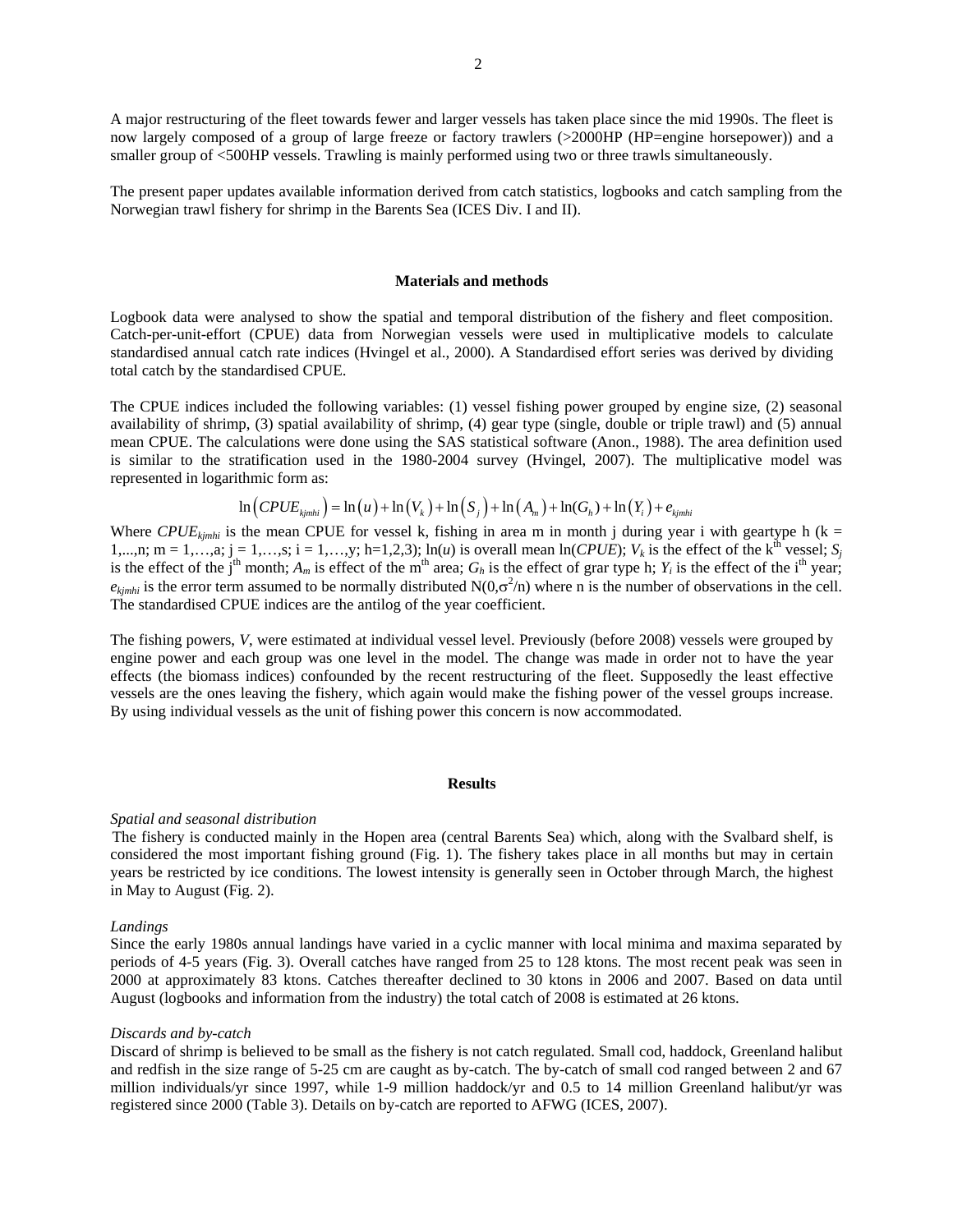A major restructuring of the fleet towards fewer and larger vessels has taken place since the mid 1990s. The fleet is now largely composed of a group of large freeze or factory trawlers (>2000HP (HP=engine horsepower)) and a smaller group of <500HP vessels. Trawling is mainly performed using two or three trawls simultaneously.

The present paper updates available information derived from catch statistics, logbooks and catch sampling from the Norwegian trawl fishery for shrimp in the Barents Sea (ICES Div. I and II).

## Materials and methods

Logbook data were analysed to show the spatial and temporal distribution of the fishery and fleet composition. Catch-per-unit-effort (CPUE) data from Norwegian vessels were used in multiplicative models to calculate standardised annual catch rate indices (Hvingel et al., 2000). A Standardised effort series was derived by dividing total catch by the standardised CPUE.

The CPUE indices included the following variables: (1) vessel fishing power grouped by engine size, (2) seasonal availability of shrimp, (3) spatial availability of shrimp, (4) gear type (single, double or triple trawl) and (5) annual mean CPUE. The calculations were done using the SAS statistical software (Anon., 1988). The area definition used is similar to the stratification used in the 1980-2004 survey (Hvingel, 2007). The multiplicative model was represented in logarithmic form as:

$$\ln\left(CPUE_{kjmhi}\right) = \ln\left(u\right) + \ln\left(V_k\right) + \ln\left(S_j\right) + \ln\left(A_m\right) + \ln(G_h) + \ln\left(Y_i\right) + e_{kjmhi}$$

Where $CPUE_{kjmhi}$ is the mean CPUE for vessel k, fishing in area m in month j during year i with geartype h (k = 1,...,n; m = 1,…,a; j = 1,…,s; i = 1,…,y; h=1,2,3); ln($u$) is overall mean ln($CPUE$); $V_k$ is the effect of the k$^{th}$ vessel; $S_j$ is the effect of the j$^{th}$ month; $A_m$ is effect of the m$^{th}$ area; $G_h$ is the effect of grar type h; $Y_i$ is the effect of the i$^{th}$ year; $e_{kjmhi}$ is the error term assumed to be normally distributed N(0,$\sigma^2$/n) where n is the number of observations in the cell. The standardised CPUE indices are the antilog of the year coefficient.

The fishing powers, $V$, were estimated at individual vessel level. Previously (before 2008) vessels were grouped by engine power and each group was one level in the model. The change was made in order not to have the year effects (the biomass indices) confounded by the recent restructuring of the fleet. Supposedly the least effective vessels are the ones leaving the fishery, which again would make the fishing power of the vessel groups increase. By using individual vessels as the unit of fishing power this concern is now accommodated.

## Results

*Spatial and seasonal distribution*

The fishery is conducted mainly in the Hopen area (central Barents Sea) which, along with the Svalbard shelf, is considered the most important fishing ground (Fig. 1). The fishery takes place in all months but may in certain years be restricted by ice conditions. The lowest intensity is generally seen in October through March, the highest in May to August (Fig. 2).

*Landings*

Since the early 1980s annual landings have varied in a cyclic manner with local minima and maxima separated by periods of 4-5 years (Fig. 3). Overall catches have ranged from 25 to 128 ktons. The most recent peak was seen in 2000 at approximately 83 ktons. Catches thereafter declined to 30 ktons in 2006 and 2007. Based on data until August (logbooks and information from the industry) the total catch of 2008 is estimated at 26 ktons.

*Discards and by-catch*

Discard of shrimp is believed to be small as the fishery is not catch regulated. Small cod, haddock, Greenland halibut and redfish in the size range of 5-25 cm are caught as by-catch. The by-catch of small cod ranged between 2 and 67 million individuals/yr since 1997, while 1-9 million haddock/yr and 0.5 to 14 million Greenland halibut/yr was registered since 2000 (Table 3). Details on by-catch are reported to AFWG (ICES, 2007).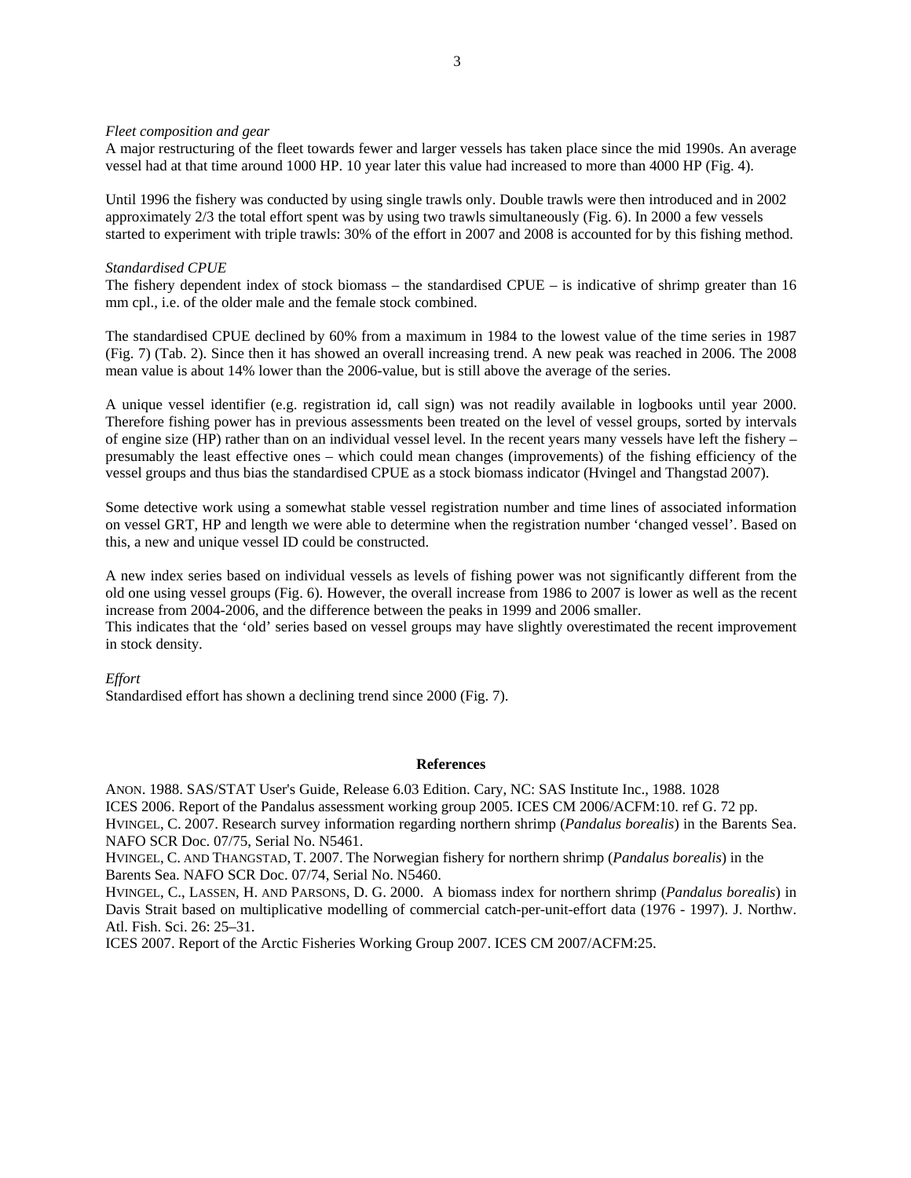*Fleet composition and gear*

A major restructuring of the fleet towards fewer and larger vessels has taken place since the mid 1990s. An average vessel had at that time around 1000 HP. 10 year later this value had increased to more than 4000 HP (Fig. 4).

Until 1996 the fishery was conducted by using single trawls only. Double trawls were then introduced and in 2002 approximately 2/3 the total effort spent was by using two trawls simultaneously (Fig. 6). In 2000 a few vessels started to experiment with triple trawls: 30% of the effort in 2007 and 2008 is accounted for by this fishing method.

*Standardised CPUE*

The fishery dependent index of stock biomass – the standardised CPUE – is indicative of shrimp greater than 16 mm cpl., i.e. of the older male and the female stock combined.

The standardised CPUE declined by 60% from a maximum in 1984 to the lowest value of the time series in 1987 (Fig. 7) (Tab. 2). Since then it has showed an overall increasing trend. A new peak was reached in 2006. The 2008 mean value is about 14% lower than the 2006-value, but is still above the average of the series.

A unique vessel identifier (e.g. registration id, call sign) was not readily available in logbooks until year 2000. Therefore fishing power has in previous assessments been treated on the level of vessel groups, sorted by intervals of engine size (HP) rather than on an individual vessel level. In the recent years many vessels have left the fishery – presumably the least effective ones – which could mean changes (improvements) of the fishing efficiency of the vessel groups and thus bias the standardised CPUE as a stock biomass indicator (Hvingel and Thangstad 2007).

Some detective work using a somewhat stable vessel registration number and time lines of associated information on vessel GRT, HP and length we were able to determine when the registration number 'changed vessel'. Based on this, a new and unique vessel ID could be constructed.

A new index series based on individual vessels as levels of fishing power was not significantly different from the old one using vessel groups (Fig. 6). However, the overall increase from 1986 to 2007 is lower as well as the recent increase from 2004-2006, and the difference between the peaks in 1999 and 2006 smaller.
This indicates that the 'old' series based on vessel groups may have slightly overestimated the recent improvement in stock density.

*Effort*

Standardised effort has shown a declining trend since 2000 (Fig. 7).

**References**

ANON. 1988. SAS/STAT User's Guide, Release 6.03 Edition. Cary, NC: SAS Institute Inc., 1988. 1028

ICES 2006. Report of the Pandalus assessment working group 2005. ICES CM 2006/ACFM:10. ref G. 72 pp.

HVINGEL, C. 2007. Research survey information regarding northern shrimp (*Pandalus borealis*) in the Barents Sea. NAFO SCR Doc. 07/75, Serial No. N5461.

HVINGEL, C. AND THANGSTAD, T. 2007. The Norwegian fishery for northern shrimp (*Pandalus borealis*) in the Barents Sea. NAFO SCR Doc. 07/74, Serial No. N5460.

HVINGEL, C., LASSEN, H. AND PARSONS, D. G. 2000. A biomass index for northern shrimp (*Pandalus borealis*) in Davis Strait based on multiplicative modelling of commercial catch-per-unit-effort data (1976 - 1997). J. Northw. Atl. Fish. Sci. 26: 25–31.

ICES 2007. Report of the Arctic Fisheries Working Group 2007. ICES CM 2007/ACFM:25.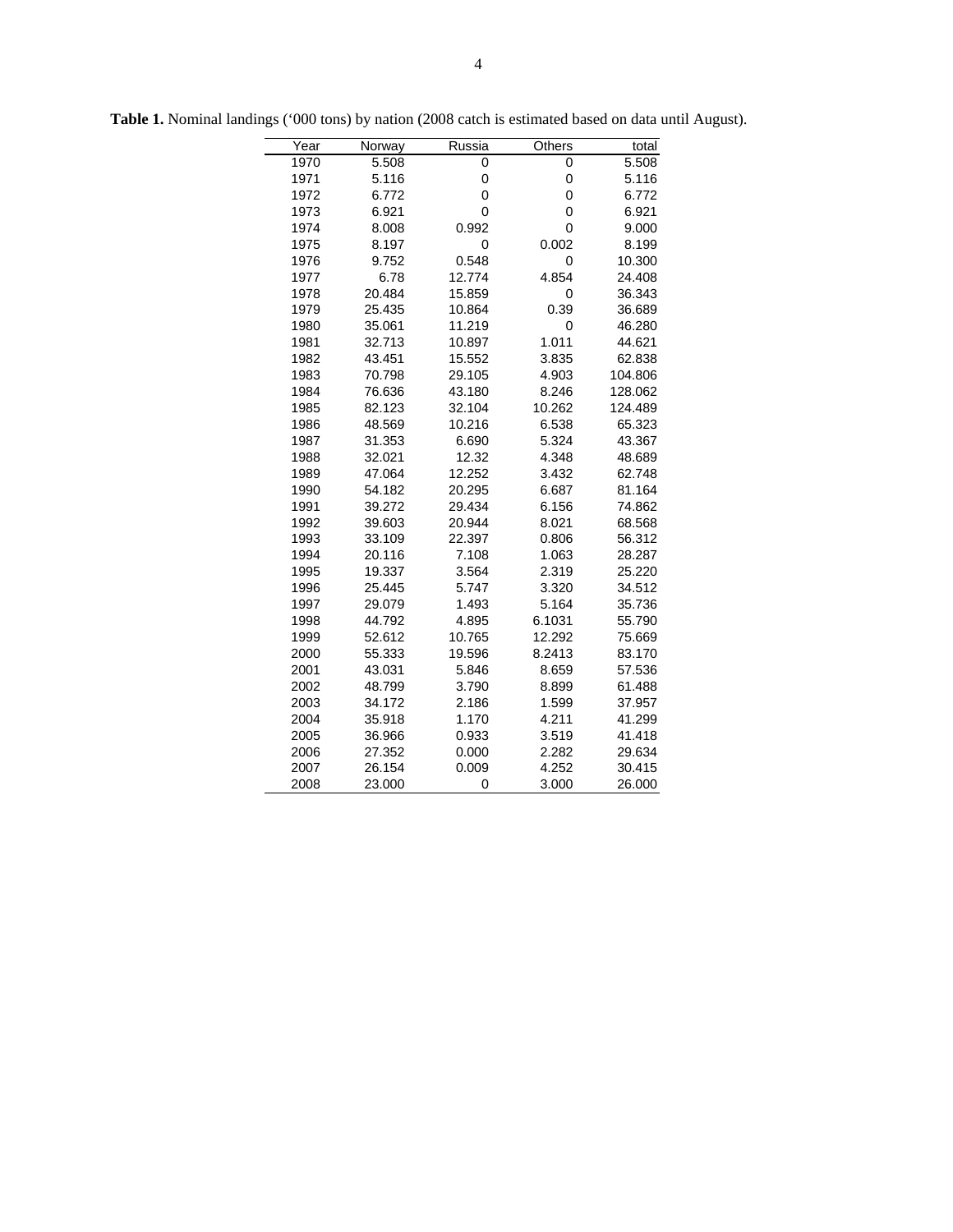**Table 1.** Nominal landings ('000 tons) by nation (2008 catch is estimated based on data until August).

| Year | Norway | Russia | Others | total |
|---|---|---|---|---|
| 1970 | 5.508 | 0 | 0 | 5.508 |
| 1971 | 5.116 | 0 | 0 | 5.116 |
| 1972 | 6.772 | 0 | 0 | 6.772 |
| 1973 | 6.921 | 0 | 0 | 6.921 |
| 1974 | 8.008 | 0.992 | 0 | 9.000 |
| 1975 | 8.197 | 0 | 0.002 | 8.199 |
| 1976 | 9.752 | 0.548 | 0 | 10.300 |
| 1977 | 6.78 | 12.774 | 4.854 | 24.408 |
| 1978 | 20.484 | 15.859 | 0 | 36.343 |
| 1979 | 25.435 | 10.864 | 0.39 | 36.689 |
| 1980 | 35.061 | 11.219 | 0 | 46.280 |
| 1981 | 32.713 | 10.897 | 1.011 | 44.621 |
| 1982 | 43.451 | 15.552 | 3.835 | 62.838 |
| 1983 | 70.798 | 29.105 | 4.903 | 104.806 |
| 1984 | 76.636 | 43.180 | 8.246 | 128.062 |
| 1985 | 82.123 | 32.104 | 10.262 | 124.489 |
| 1986 | 48.569 | 10.216 | 6.538 | 65.323 |
| 1987 | 31.353 | 6.690 | 5.324 | 43.367 |
| 1988 | 32.021 | 12.32 | 4.348 | 48.689 |
| 1989 | 47.064 | 12.252 | 3.432 | 62.748 |
| 1990 | 54.182 | 20.295 | 6.687 | 81.164 |
| 1991 | 39.272 | 29.434 | 6.156 | 74.862 |
| 1992 | 39.603 | 20.944 | 8.021 | 68.568 |
| 1993 | 33.109 | 22.397 | 0.806 | 56.312 |
| 1994 | 20.116 | 7.108 | 1.063 | 28.287 |
| 1995 | 19.337 | 3.564 | 2.319 | 25.220 |
| 1996 | 25.445 | 5.747 | 3.320 | 34.512 |
| 1997 | 29.079 | 1.493 | 5.164 | 35.736 |
| 1998 | 44.792 | 4.895 | 6.1031 | 55.790 |
| 1999 | 52.612 | 10.765 | 12.292 | 75.669 |
| 2000 | 55.333 | 19.596 | 8.2413 | 83.170 |
| 2001 | 43.031 | 5.846 | 8.659 | 57.536 |
| 2002 | 48.799 | 3.790 | 8.899 | 61.488 |
| 2003 | 34.172 | 2.186 | 1.599 | 37.957 |
| 2004 | 35.918 | 1.170 | 4.211 | 41.299 |
| 2005 | 36.966 | 0.933 | 3.519 | 41.418 |
| 2006 | 27.352 | 0.000 | 2.282 | 29.634 |
| 2007 | 26.154 | 0.009 | 4.252 | 30.415 |
| 2008 | 23.000 | 0 | 3.000 | 26.000 |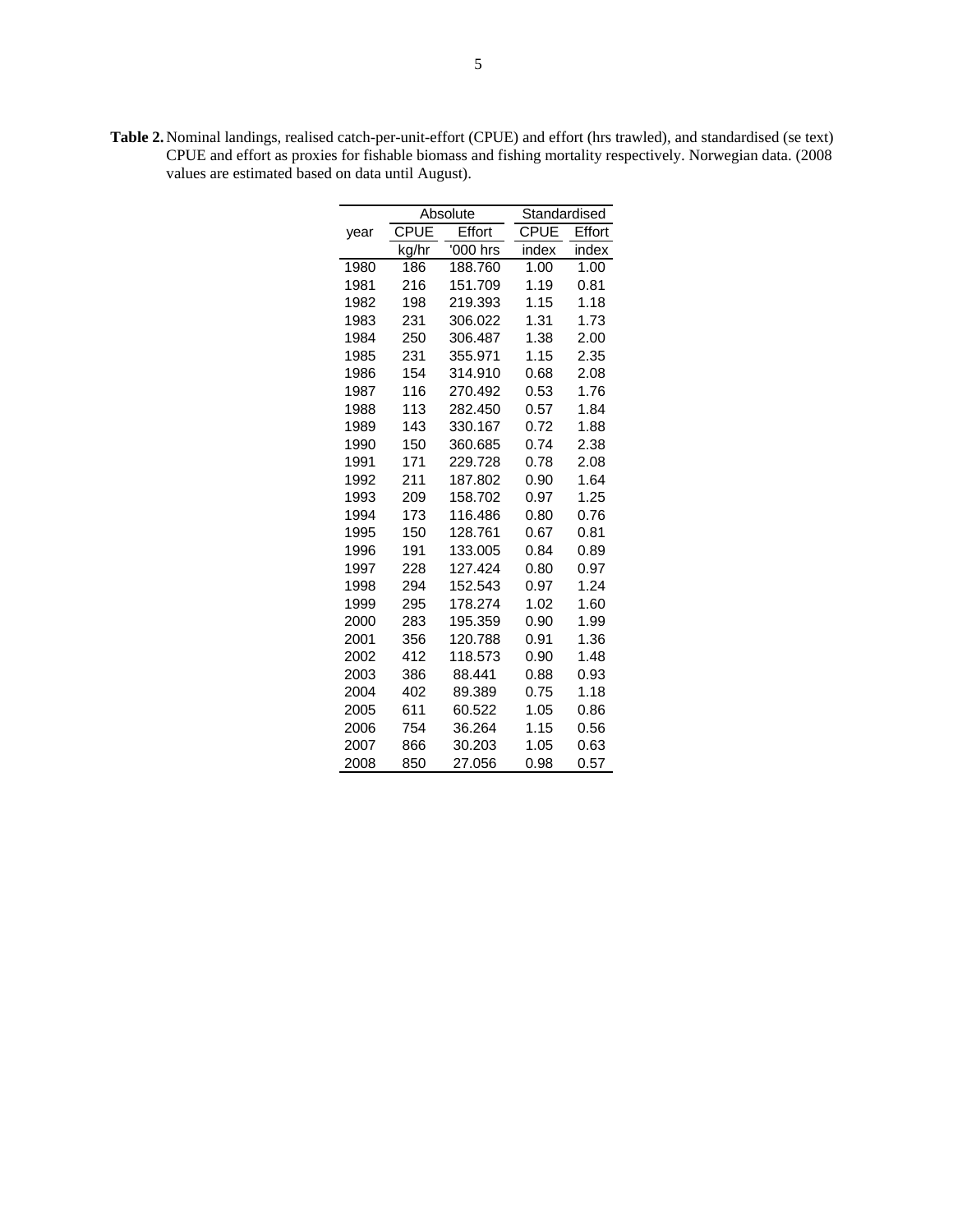**Table 2.** Nominal landings, realised catch-per-unit-effort (CPUE) and effort (hrs trawled), and standardised (se text) CPUE and effort as proxies for fishable biomass and fishing mortality respectively. Norwegian data. (2008 values are estimated based on data until August).

| | Absolute | | Standardised | |
|---|---|---|---|---|
| year | CPUE | Effort | CPUE | Effort |
| | kg/hr | '000 hrs | index | index |
| 1980 | 186 | 188.760 | 1.00 | 1.00 |
| 1981 | 216 | 151.709 | 1.19 | 0.81 |
| 1982 | 198 | 219.393 | 1.15 | 1.18 |
| 1983 | 231 | 306.022 | 1.31 | 1.73 |
| 1984 | 250 | 306.487 | 1.38 | 2.00 |
| 1985 | 231 | 355.971 | 1.15 | 2.35 |
| 1986 | 154 | 314.910 | 0.68 | 2.08 |
| 1987 | 116 | 270.492 | 0.53 | 1.76 |
| 1988 | 113 | 282.450 | 0.57 | 1.84 |
| 1989 | 143 | 330.167 | 0.72 | 1.88 |
| 1990 | 150 | 360.685 | 0.74 | 2.38 |
| 1991 | 171 | 229.728 | 0.78 | 2.08 |
| 1992 | 211 | 187.802 | 0.90 | 1.64 |
| 1993 | 209 | 158.702 | 0.97 | 1.25 |
| 1994 | 173 | 116.486 | 0.80 | 0.76 |
| 1995 | 150 | 128.761 | 0.67 | 0.81 |
| 1996 | 191 | 133.005 | 0.84 | 0.89 |
| 1997 | 228 | 127.424 | 0.80 | 0.97 |
| 1998 | 294 | 152.543 | 0.97 | 1.24 |
| 1999 | 295 | 178.274 | 1.02 | 1.60 |
| 2000 | 283 | 195.359 | 0.90 | 1.99 |
| 2001 | 356 | 120.788 | 0.91 | 1.36 |
| 2002 | 412 | 118.573 | 0.90 | 1.48 |
| 2003 | 386 | 88.441 | 0.88 | 0.93 |
| 2004 | 402 | 89.389 | 0.75 | 1.18 |
| 2005 | 611 | 60.522 | 1.05 | 0.86 |
| 2006 | 754 | 36.264 | 1.15 | 0.56 |
| 2007 | 866 | 30.203 | 1.05 | 0.63 |
| 2008 | 850 | 27.056 | 0.98 | 0.57 |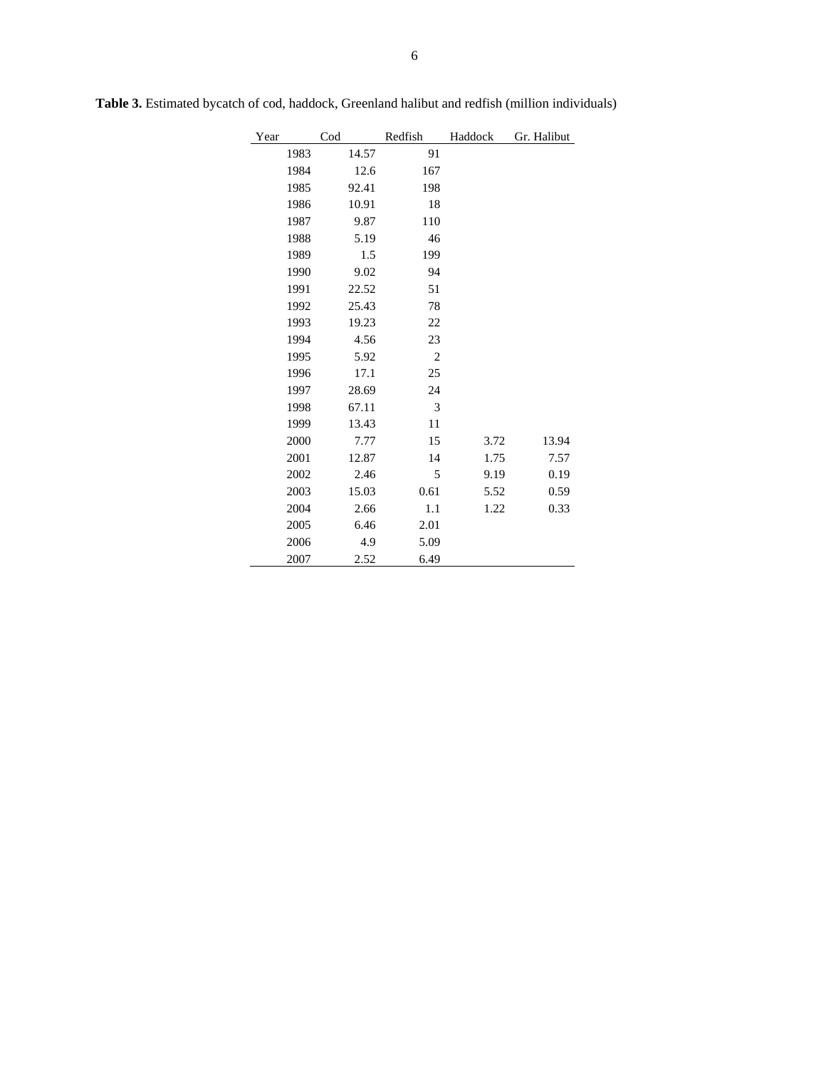**Table 3.** Estimated bycatch of cod, haddock, Greenland halibut and redfish (million individuals)

| Year | Cod | Redfish | Haddock | Gr. Halibut |
|---|---|---|---|---|
| 1983 | 14.57 | 91 | | |
| 1984 | 12.6 | 167 | | |
| 1985 | 92.41 | 198 | | |
| 1986 | 10.91 | 18 | | |
| 1987 | 9.87 | 110 | | |
| 1988 | 5.19 | 46 | | |
| 1989 | 1.5 | 199 | | |
| 1990 | 9.02 | 94 | | |
| 1991 | 22.52 | 51 | | |
| 1992 | 25.43 | 78 | | |
| 1993 | 19.23 | 22 | | |
| 1994 | 4.56 | 23 | | |
| 1995 | 5.92 | 2 | | |
| 1996 | 17.1 | 25 | | |
| 1997 | 28.69 | 24 | | |
| 1998 | 67.11 | 3 | | |
| 1999 | 13.43 | 11 | | |
| 2000 | 7.77 | 15 | 3.72 | 13.94 |
| 2001 | 12.87 | 14 | 1.75 | 7.57 |
| 2002 | 2.46 | 5 | 9.19 | 0.19 |
| 2003 | 15.03 | 0.61 | 5.52 | 0.59 |
| 2004 | 2.66 | 1.1 | 1.22 | 0.33 |
| 2005 | 6.46 | 2.01 | | |
| 2006 | 4.9 | 5.09 | | |
| 2007 | 2.52 | 6.49 | | |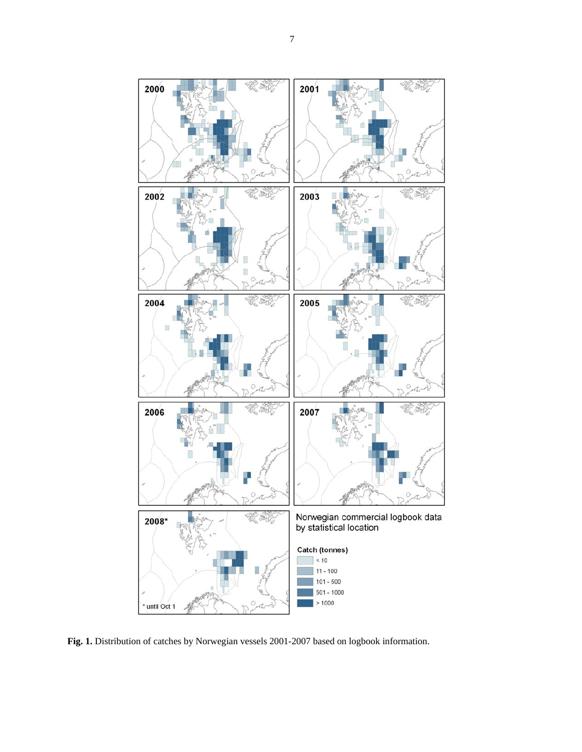**Fig. 1.** Distribution of catches by Norwegian vessels 2001-2007 based on logbook information.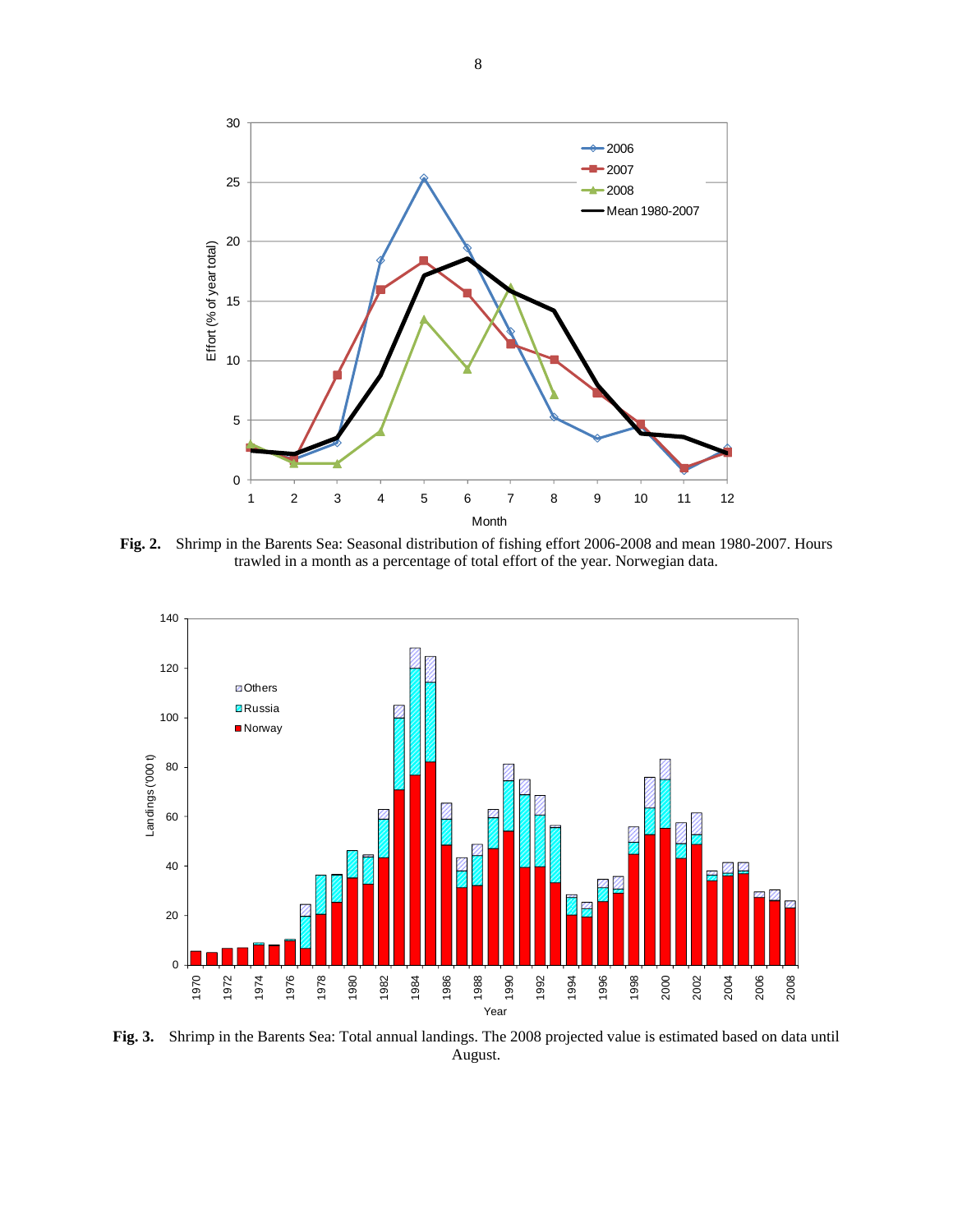**Fig. 2.** Shrimp in the Barents Sea: Seasonal distribution of fishing effort 2006-2008 and mean 1980-2007. Hours trawled in a month as a percentage of total effort of the year. Norwegian data.

**Fig. 3.** Shrimp in the Barents Sea: Total annual landings. The 2008 projected value is estimated based on data until August.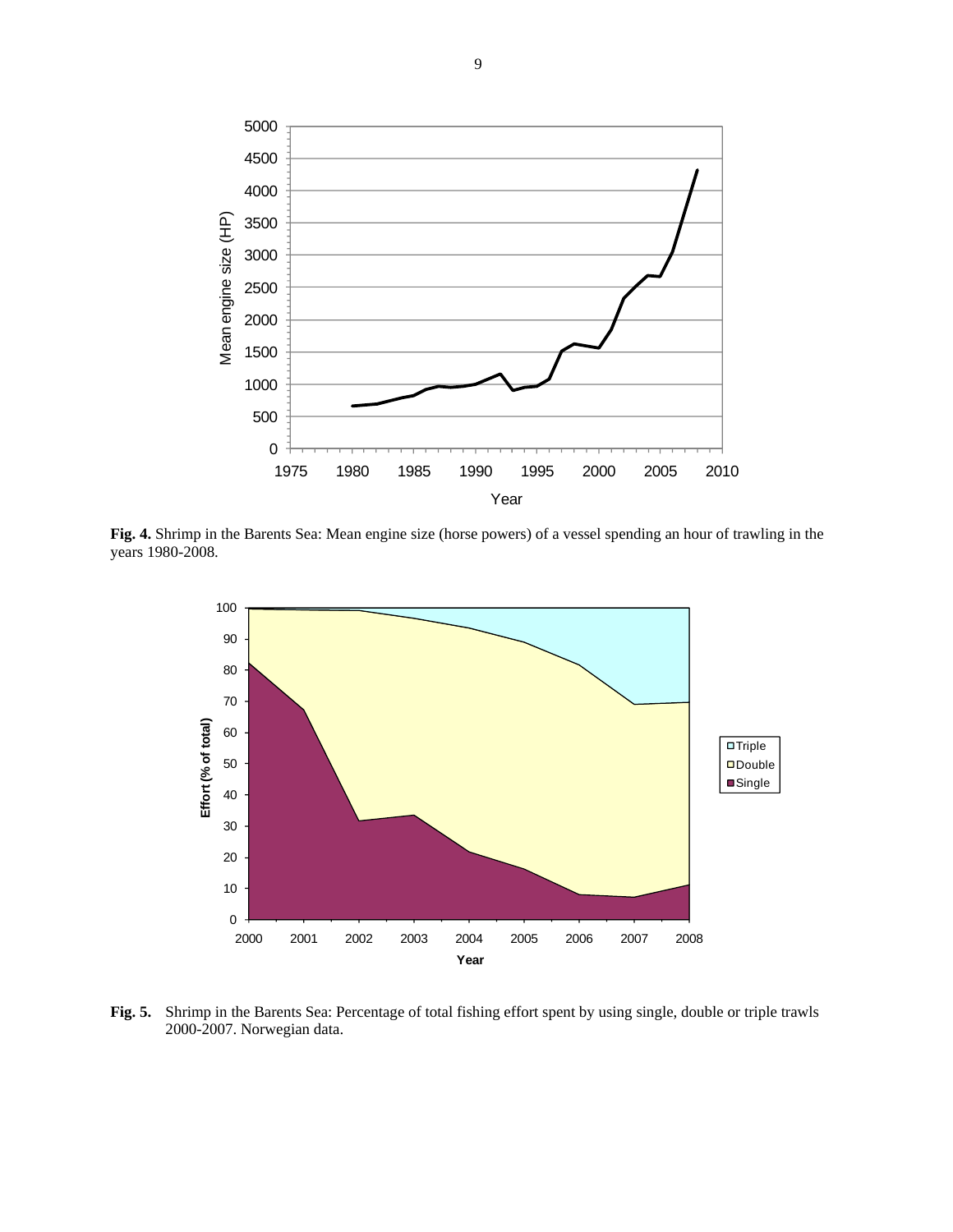**Fig. 4.** Shrimp in the Barents Sea: Mean engine size (horse powers) of a vessel spending an hour of trawling in the years 1980-2008.

**Fig. 5.** Shrimp in the Barents Sea: Percentage of total fishing effort spent by using single, double or triple trawls 2000-2007. Norwegian data.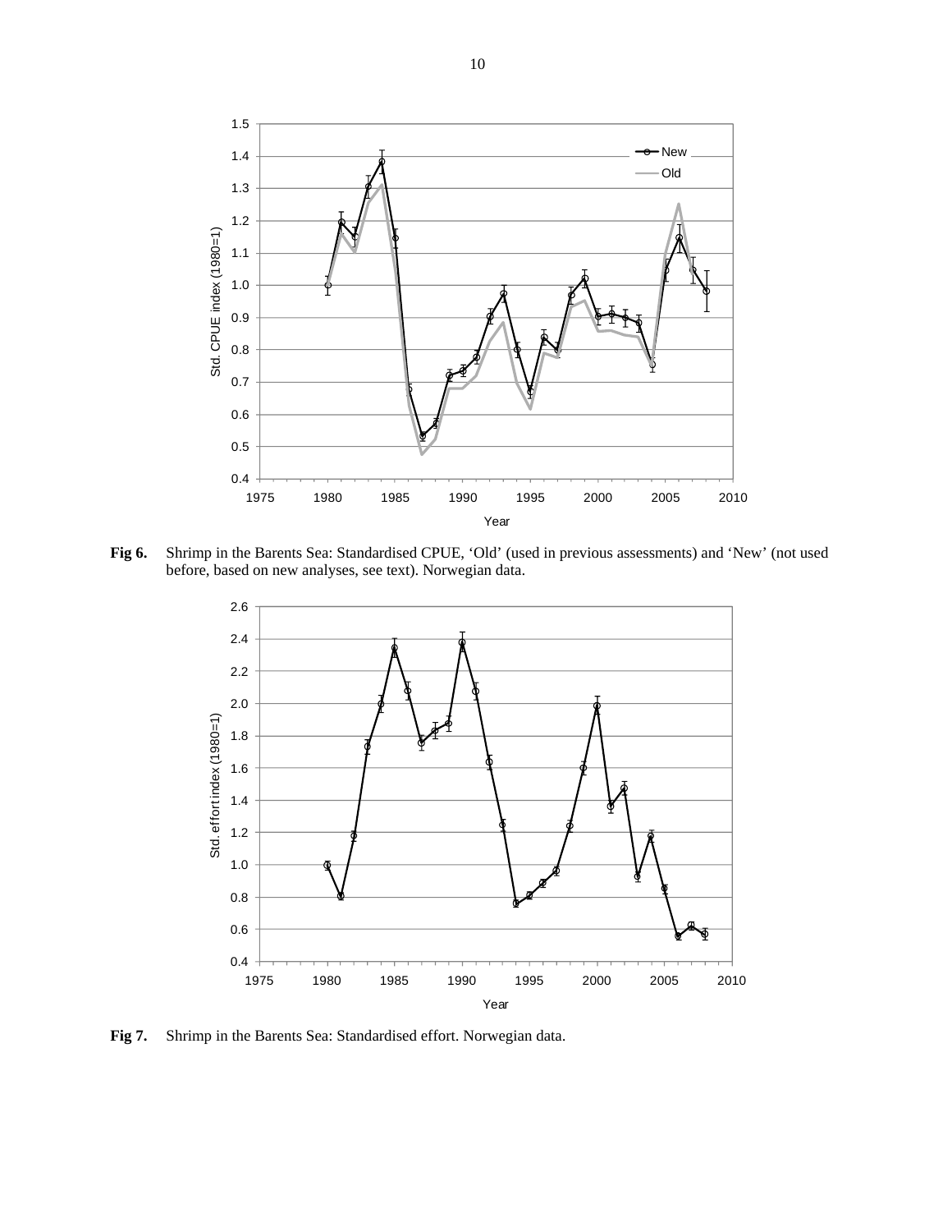**Fig 6.** Shrimp in the Barents Sea: Standardised CPUE, 'Old' (used in previous assessments) and 'New' (not used before, based on new analyses, see text). Norwegian data.

**Fig 7.** Shrimp in the Barents Sea: Standardised effort. Norwegian data.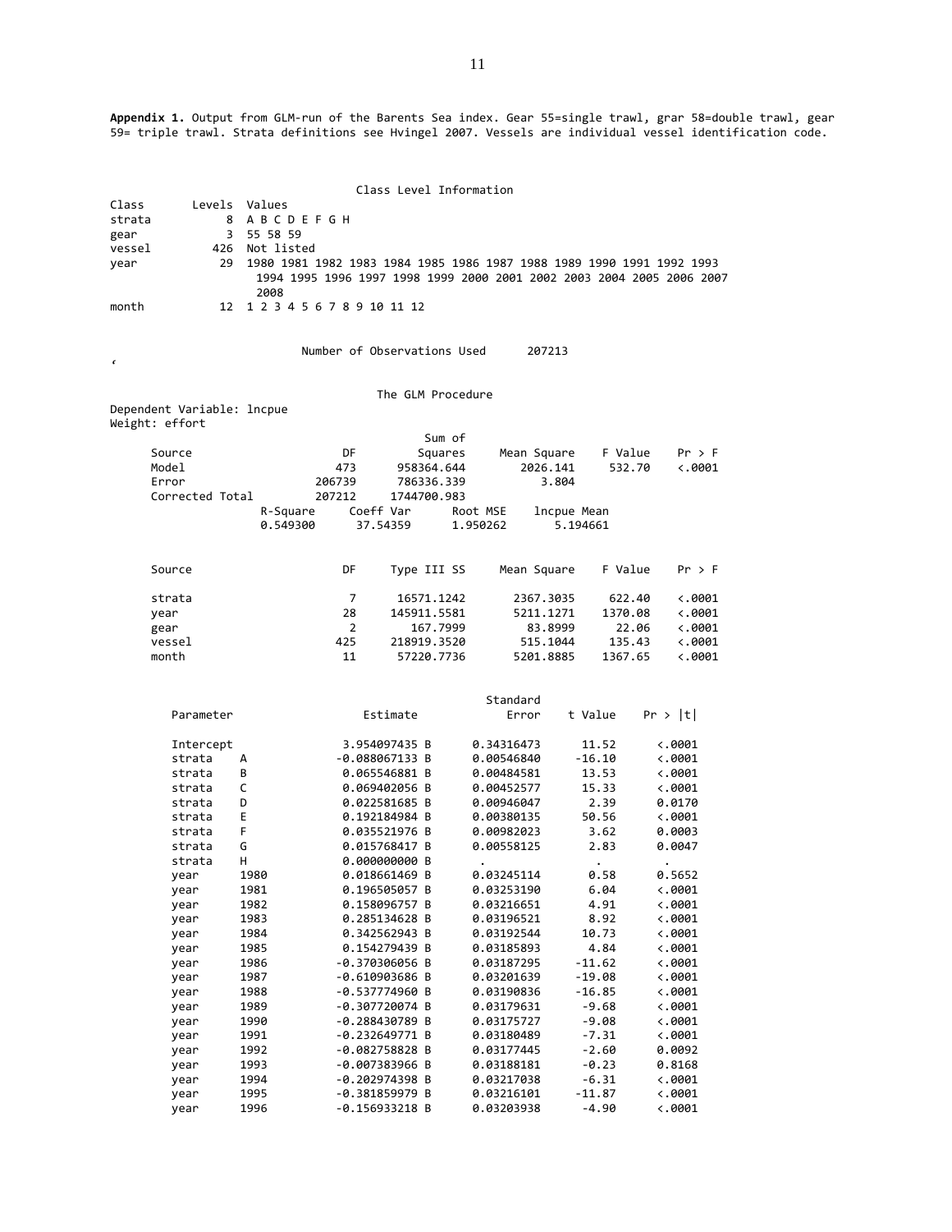**Appendix 1.** Output from GLM-run of the Barents Sea index. Gear 55=single trawl, grar 58=double trawl, gear 59= triple trawl. Strata definitions see Hvingel 2007. Vessels are individual vessel identification code.

Class Level Information

| Class | Levels | Values |
|---|---|---|
| strata | 8 | A B C D E F G H |
| gear | 3 | 55 58 59 |
| vessel | 426 | Not listed |
| year | 29 | 1980 1981 1982 1983 1984 1985 1986 1987 1988 1989 1990 1991 1992 1993 1994 1995 1996 1997 1998 1999 2000 2001 2002 2003 2004 2005 2006 2007 2008 |
| month | 12 | 1 2 3 4 5 6 7 8 9 10 11 12 |

Number of Observations Used 207213

‘

The GLM Procedure

Dependent Variable: lncpue
Weight: effort

| Source | DF | Sum of Squares | Mean Square | F Value | Pr > F |
|---|---|---|---|---|---|
| Model | 473 | 958364.644 | 2026.141 | 532.70 | <.0001 |
| Error | 206739 | 786336.339 | 3.804 | | |
| Corrected Total | 207212 | 1744700.983 | | | |

| R-Square | Coeff Var | Root MSE | lncpue Mean |
|---|---|---|---|
| 0.549300 | 37.54359 | 1.950262 | 5.194661 |

| Source | DF | Type III SS | Mean Square | F Value | Pr > F |
|---|---|---|---|---|---|
| strata | 7 | 16571.1242 | 2367.3035 | 622.40 | <.0001 |
| year | 28 | 145911.5581 | 5211.1271 | 1370.08 | <.0001 |
| gear | 2 | 167.7999 | 83.8999 | 22.06 | <.0001 |
| vessel | 425 | 218919.3520 | 515.1044 | 135.43 | <.0001 |
| month | 11 | 57220.7736 | 5201.8885 | 1367.65 | <.0001 |

| Parameter | | Estimate | | Standard Error | t Value | Pr > \|t\| |
|---|---|---|---|---|---|---|
| Intercept | | 3.954097435 | B | 0.34316473 | 11.52 | <.0001 |
| strata | A | -0.088067133 | B | 0.00546840 | -16.10 | <.0001 |
| strata | B | 0.065546881 | B | 0.00484581 | 13.53 | <.0001 |
| strata | C | 0.069402056 | B | 0.00452577 | 15.33 | <.0001 |
| strata | D | 0.022581685 | B | 0.00946047 | 2.39 | 0.0170 |
| strata | E | 0.192184984 | B | 0.00380135 | 50.56 | <.0001 |
| strata | F | 0.035521976 | B | 0.00982023 | 3.62 | 0.0003 |
| strata | G | 0.015768417 | B | 0.00558125 | 2.83 | 0.0047 |
| strata | H | 0.000000000 | B | . | . | . |
| year | 1980 | 0.018661469 | B | 0.03245114 | 0.58 | 0.5652 |
| year | 1981 | 0.196505057 | B | 0.03253190 | 6.04 | <.0001 |
| year | 1982 | 0.158096757 | B | 0.03216651 | 4.91 | <.0001 |
| year | 1983 | 0.285134628 | B | 0.03196521 | 8.92 | <.0001 |
| year | 1984 | 0.342562943 | B | 0.03192544 | 10.73 | <.0001 |
| year | 1985 | 0.154279439 | B | 0.03185893 | 4.84 | <.0001 |
| year | 1986 | -0.370306056 | B | 0.03187295 | -11.62 | <.0001 |
| year | 1987 | -0.610903686 | B | 0.03201639 | -19.08 | <.0001 |
| year | 1988 | -0.537774960 | B | 0.03190836 | -16.85 | <.0001 |
| year | 1989 | -0.307720074 | B | 0.03179631 | -9.68 | <.0001 |
| year | 1990 | -0.288430789 | B | 0.03175727 | -9.08 | <.0001 |
| year | 1991 | -0.232649771 | B | 0.03180489 | -7.31 | <.0001 |
| year | 1992 | -0.082758828 | B | 0.03177445 | -2.60 | 0.0092 |
| year | 1993 | -0.007383966 | B | 0.03188181 | -0.23 | 0.8168 |
| year | 1994 | -0.202974398 | B | 0.03217038 | -6.31 | <.0001 |
| year | 1995 | -0.381859979 | B | 0.03216101 | -11.87 | <.0001 |
| year | 1996 | -0.156933218 | B | 0.03203938 | -4.90 | <.0001 |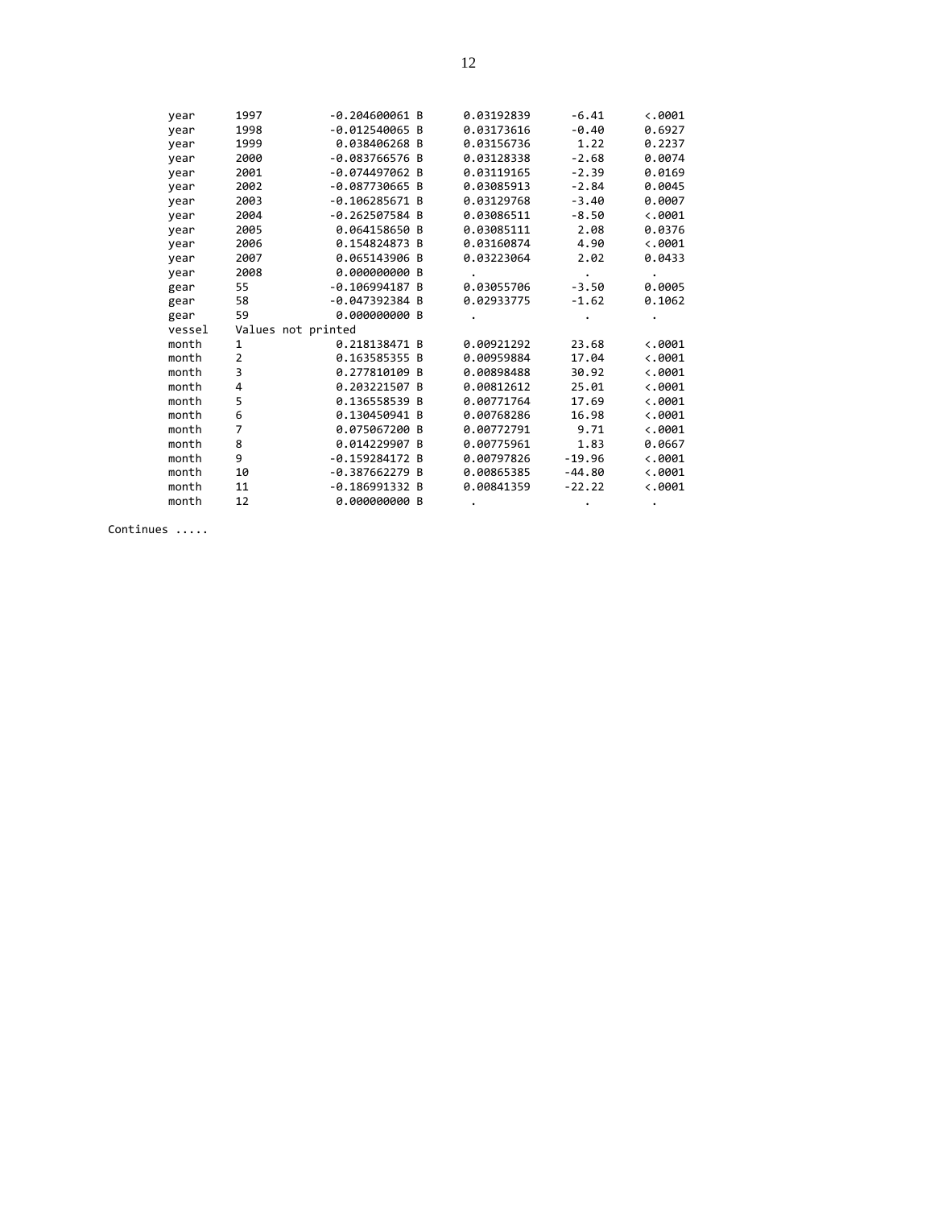```
year      1997       -0.204600061 B      0.03192839      -6.41      <.0001
year      1998       -0.012540065 B      0.03173616      -0.40      0.6927
year      1999        0.038406268 B      0.03156736       1.22      0.2237
year      2000       -0.083766576 B      0.03128338      -2.68      0.0074
year      2001       -0.074497062 B      0.03119165      -2.39      0.0169
year      2002       -0.087730665 B      0.03085913      -2.84      0.0045
year      2003       -0.106285671 B      0.03129768      -3.40      0.0007
year      2004       -0.262507584 B      0.03086511      -8.50      <.0001
year      2005        0.064158650 B      0.03085111       2.08      0.0376
year      2006        0.154824873 B      0.03160874       4.90      <.0001
year      2007        0.065143906 B      0.03223064       2.02      0.0433
year      2008        0.000000000 B       .                .           .
gear      55         -0.106994187 B      0.03055706      -3.50      0.0005
gear      58         -0.047392384 B      0.02933775      -1.62      0.1062
gear      59          0.000000000 B       .                .           .
vessel    Values not printed
month     1           0.218138471 B      0.00921292      23.68      <.0001
month     2           0.163585355 B      0.00959884      17.04      <.0001
month     3           0.277810109 B      0.00898488      30.92      <.0001
month     4           0.203221507 B      0.00812612      25.01      <.0001
month     5           0.136558539 B      0.00771764      17.69      <.0001
month     6           0.130450941 B      0.00768286      16.98      <.0001
month     7           0.075067200 B      0.00772791       9.71      <.0001
month     8           0.014229907 B      0.00775961       1.83      0.0667
month     9          -0.159284172 B      0.00797826     -19.96      <.0001
month     10         -0.387662279 B      0.00865385     -44.80      <.0001
month     11         -0.186991332 B      0.00841359     -22.22      <.0001
month     12          0.000000000 B       .                .           .
```

Continues .....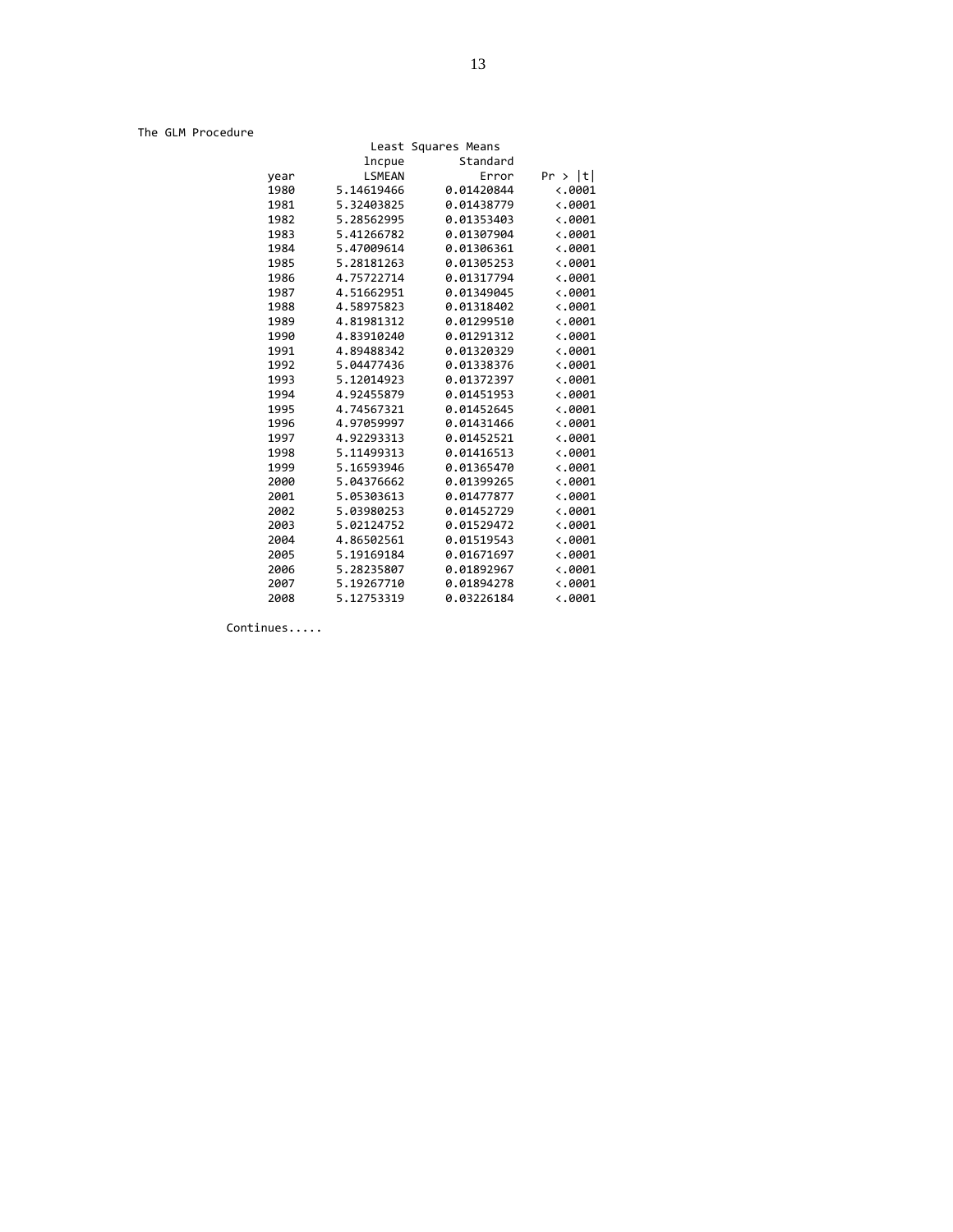The GLM Procedure

Least Squares Means

| year | lncpue LSMEAN | Standard Error | Pr > \|t\| |
|---|---|---|---|
| 1980 | 5.14619466 | 0.01420844 | <.0001 |
| 1981 | 5.32403825 | 0.01438779 | <.0001 |
| 1982 | 5.28562995 | 0.01353403 | <.0001 |
| 1983 | 5.41266782 | 0.01307904 | <.0001 |
| 1984 | 5.47009614 | 0.01306361 | <.0001 |
| 1985 | 5.28181263 | 0.01305253 | <.0001 |
| 1986 | 4.75722714 | 0.01317794 | <.0001 |
| 1987 | 4.51662951 | 0.01349045 | <.0001 |
| 1988 | 4.58975823 | 0.01318402 | <.0001 |
| 1989 | 4.81981312 | 0.01299510 | <.0001 |
| 1990 | 4.83910240 | 0.01291312 | <.0001 |
| 1991 | 4.89488342 | 0.01320329 | <.0001 |
| 1992 | 5.04477436 | 0.01338376 | <.0001 |
| 1993 | 5.12014923 | 0.01372397 | <.0001 |
| 1994 | 4.92455879 | 0.01451953 | <.0001 |
| 1995 | 4.74567321 | 0.01452645 | <.0001 |
| 1996 | 4.97059997 | 0.01431466 | <.0001 |
| 1997 | 4.92293313 | 0.01452521 | <.0001 |
| 1998 | 5.11499313 | 0.01416513 | <.0001 |
| 1999 | 5.16593946 | 0.01365470 | <.0001 |
| 2000 | 5.04376662 | 0.01399265 | <.0001 |
| 2001 | 5.05303613 | 0.01477877 | <.0001 |
| 2002 | 5.03980253 | 0.01452729 | <.0001 |
| 2003 | 5.02124752 | 0.01529472 | <.0001 |
| 2004 | 4.86502561 | 0.01519543 | <.0001 |
| 2005 | 5.19169184 | 0.01671697 | <.0001 |
| 2006 | 5.28235807 | 0.01892967 | <.0001 |
| 2007 | 5.19267710 | 0.01894278 | <.0001 |
| 2008 | 5.12753319 | 0.03226184 | <.0001 |

Continues.....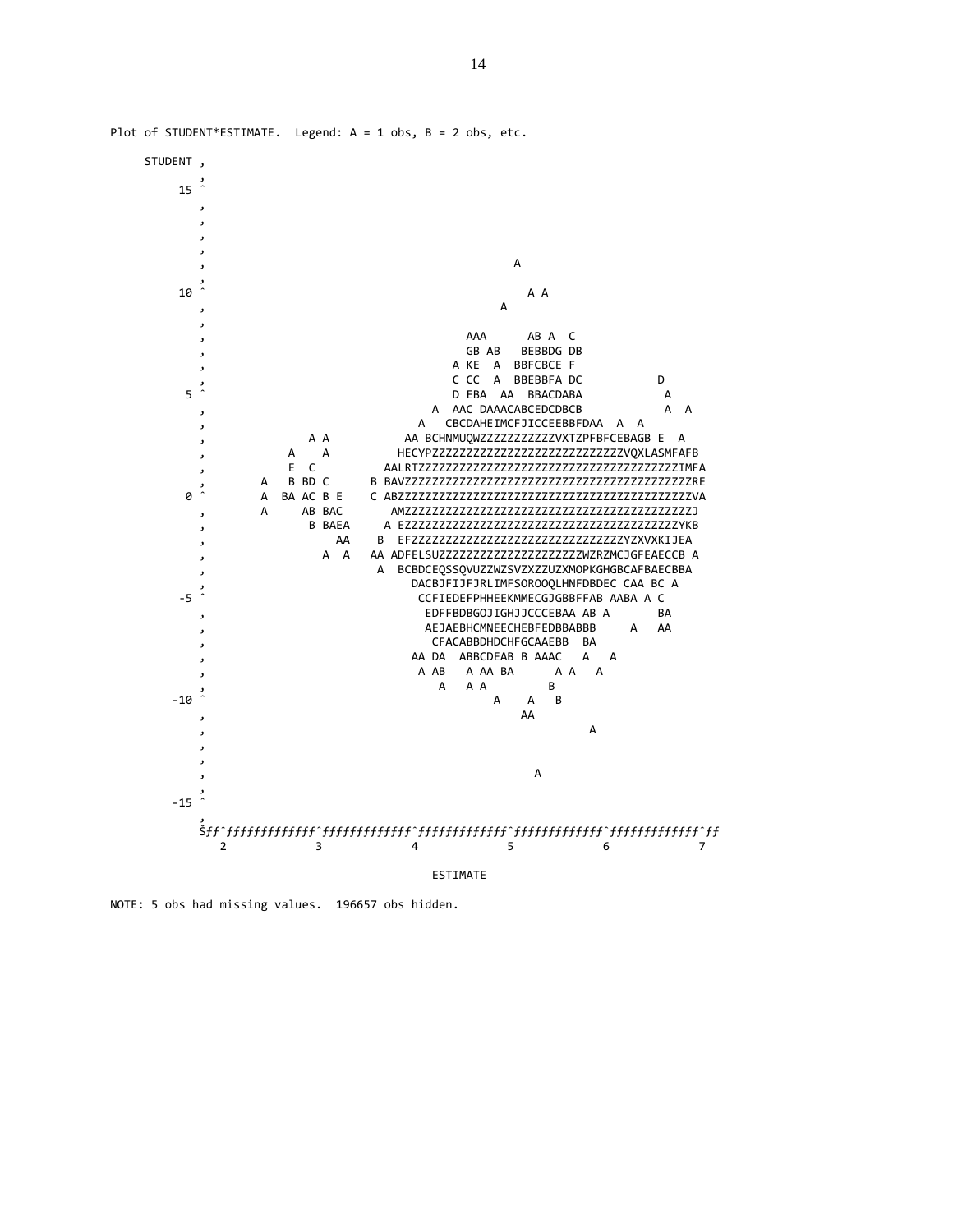Plot of STUDENT*ESTIMATE. Legend: A = 1 obs, B = 2 obs, etc.

STUDENT

15

10

5

0

-5

-10

-15

2 3 4 5 6 7

ESTIMATE

NOTE: 5 obs had missing values. 196657 obs hidden.